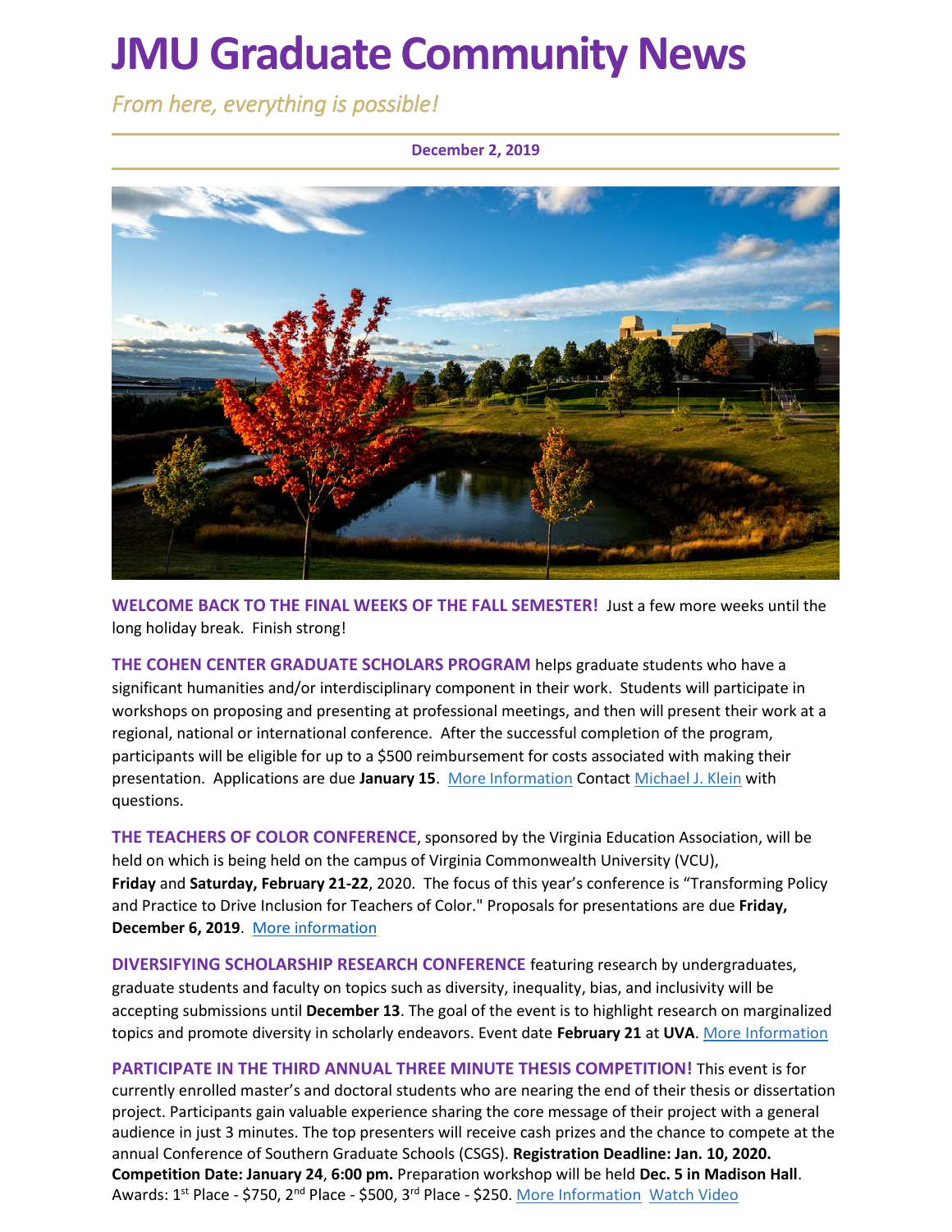# JMU Graduate Community News

*From here, everything is possible!*

**December 2, 2019**

**WELCOME BACK TO THE FINAL WEEKS OF THE FALL SEMESTER!** Just a few more weeks until the long holiday break. Finish strong!

**THE COHEN CENTER GRADUATE SCHOLARS PROGRAM** helps graduate students who have a significant humanities and/or interdisciplinary component in their work. Students will participate in workshops on proposing and presenting at professional meetings, and then will present their work at a regional, national or international conference. After the successful completion of the program, participants will be eligible for up to a $500 reimbursement for costs associated with making their presentation. Applications are due **January 15**. More Information Contact Michael J. Klein with questions.

**THE TEACHERS OF COLOR CONFERENCE**, sponsored by the Virginia Education Association, will be held on which is being held on the campus of Virginia Commonwealth University (VCU), **Friday** and **Saturday, February 21-22**, 2020. The focus of this year's conference is "Transforming Policy and Practice to Drive Inclusion for Teachers of Color." Proposals for presentations are due **Friday, December 6, 2019**. More information

**DIVERSIFYING SCHOLARSHIP RESEARCH CONFERENCE** featuring research by undergraduates, graduate students and faculty on topics such as diversity, inequality, bias, and inclusivity will be accepting submissions until **December 13**. The goal of the event is to highlight research on marginalized topics and promote diversity in scholarly endeavors. Event date **February 21** at **UVA**. More Information

**PARTICIPATE IN THE THIRD ANNUAL THREE MINUTE THESIS COMPETITION!** This event is for currently enrolled master's and doctoral students who are nearing the end of their thesis or dissertation project. Participants gain valuable experience sharing the core message of their project with a general audience in just 3 minutes. The top presenters will receive cash prizes and the chance to compete at the annual Conference of Southern Graduate Schools (CSGS). **Registration Deadline: Jan. 10, 2020. Competition Date: January 24**, **6:00 pm.** Preparation workshop will be held **Dec. 5 in Madison Hall**. Awards: 1st Place - $750, 2nd Place - $500, 3rd Place - $250. More Information Watch Video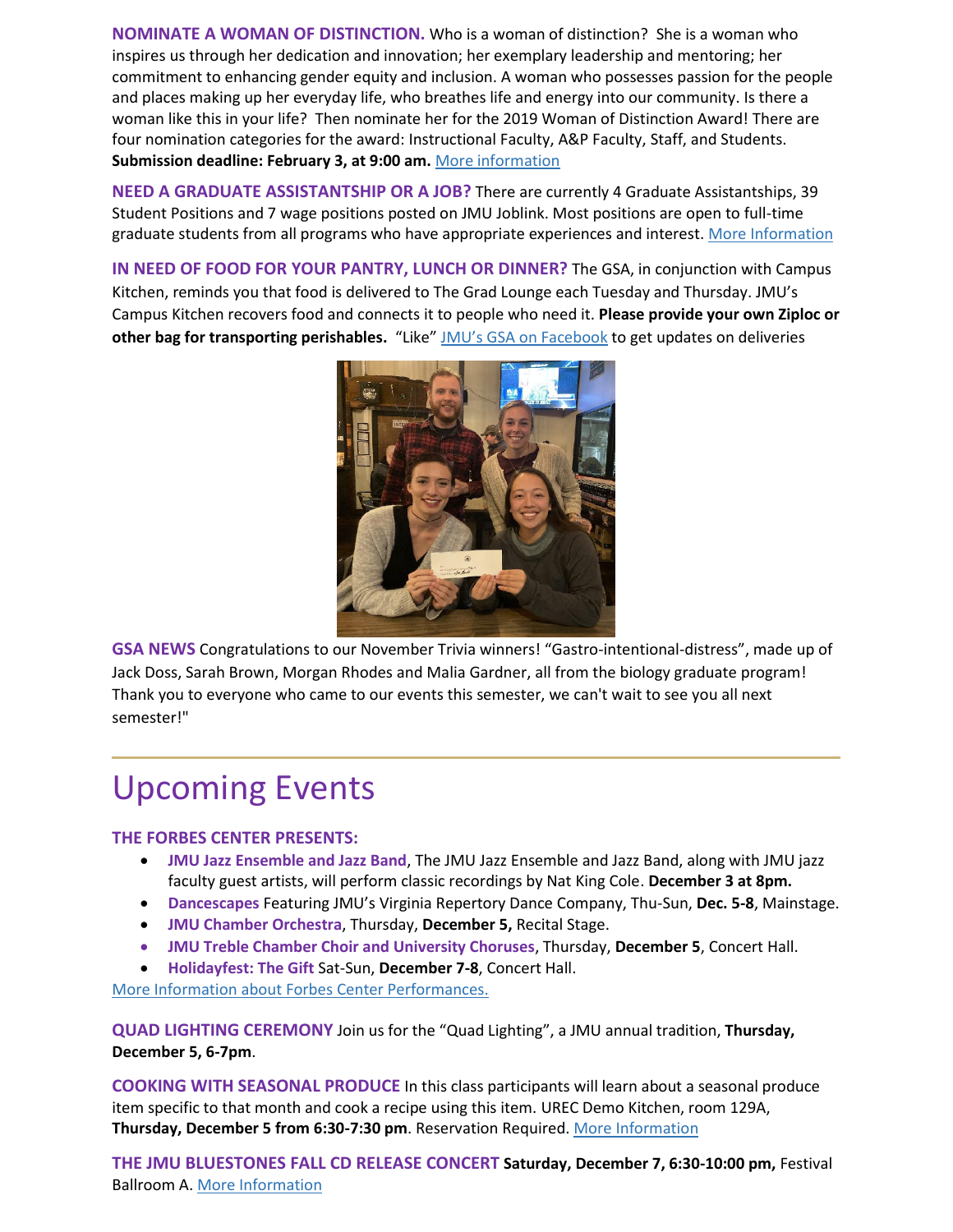**NOMINATE A WOMAN OF DISTINCTION.** Who is a woman of distinction? She is a woman who inspires us through her dedication and innovation; her exemplary leadership and mentoring; her commitment to enhancing gender equity and inclusion. A woman who possesses passion for the people and places making up her everyday life, who breathes life and energy into our community. Is there a woman like this in your life? Then nominate her for the 2019 Woman of Distinction Award! There are four nomination categories for the award: Instructional Faculty, A&P Faculty, Staff, and Students. **Submission deadline: February 3, at 9:00 am.** More information

**NEED A GRADUATE ASSISTANTSHIP OR A JOB?** There are currently 4 Graduate Assistantships, 39 Student Positions and 7 wage positions posted on JMU Joblink. Most positions are open to full-time graduate students from all programs who have appropriate experiences and interest. More Information

**IN NEED OF FOOD FOR YOUR PANTRY, LUNCH OR DINNER?** The GSA, in conjunction with Campus Kitchen, reminds you that food is delivered to The Grad Lounge each Tuesday and Thursday. JMU's Campus Kitchen recovers food and connects it to people who need it. **Please provide your own Ziploc or other bag for transporting perishables.** "Like" JMU's GSA on Facebook to get updates on deliveries

**GSA NEWS** Congratulations to our November Trivia winners! "Gastro-intentional-distress", made up of Jack Doss, Sarah Brown, Morgan Rhodes and Malia Gardner, all from the biology graduate program! Thank you to everyone who came to our events this semester, we can't wait to see you all next semester!"

---

# Upcoming Events

**THE FORBES CENTER PRESENTS:**

- **JMU Jazz Ensemble and Jazz Band**, The JMU Jazz Ensemble and Jazz Band, along with JMU jazz faculty guest artists, will perform classic recordings by Nat King Cole. **December 3 at 8pm.**
- **Dancescapes** Featuring JMU's Virginia Repertory Dance Company, Thu-Sun, **Dec. 5-8**, Mainstage.
- **JMU Chamber Orchestra**, Thursday, **December 5,** Recital Stage.
- **JMU Treble Chamber Choir and University Choruses**, Thursday, **December 5**, Concert Hall.
- **Holidayfest: The Gift** Sat-Sun, **December 7-8**, Concert Hall.

More Information about Forbes Center Performances.

**QUAD LIGHTING CEREMONY** Join us for the "Quad Lighting", a JMU annual tradition, **Thursday, December 5, 6-7pm**.

**COOKING WITH SEASONAL PRODUCE** In this class participants will learn about a seasonal produce item specific to that month and cook a recipe using this item. UREC Demo Kitchen, room 129A, **Thursday, December 5 from 6:30-7:30 pm**. Reservation Required. More Information

**THE JMU BLUESTONES FALL CD RELEASE CONCERT Saturday, December 7, 6:30-10:00 pm,** Festival Ballroom A. More Information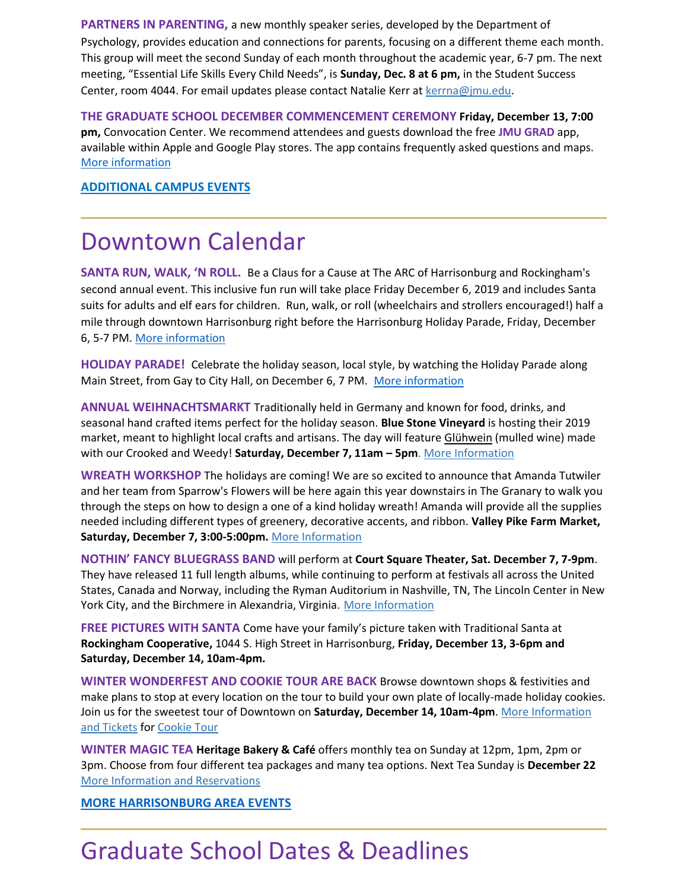**PARTNERS IN PARENTING,** a new monthly speaker series, developed by the Department of Psychology, provides education and connections for parents, focusing on a different theme each month. This group will meet the second Sunday of each month throughout the academic year, 6-7 pm. The next meeting, "Essential Life Skills Every Child Needs", is **Sunday, Dec. 8 at 6 pm,** in the Student Success Center, room 4044. For email updates please contact Natalie Kerr at kerrna@jmu.edu.

**THE GRADUATE SCHOOL DECEMBER COMMENCEMENT CEREMONY** **Friday, December 13, 7:00 pm,** Convocation Center. We recommend attendees and guests download the free **JMU GRAD** app, available within Apple and Google Play stores. The app contains frequently asked questions and maps. More information

**ADDITIONAL CAMPUS EVENTS**

# Downtown Calendar

**SANTA RUN, WALK, 'N ROLL.** Be a Claus for a Cause at The ARC of Harrisonburg and Rockingham's second annual event. This inclusive fun run will take place Friday December 6, 2019 and includes Santa suits for adults and elf ears for children. Run, walk, or roll (wheelchairs and strollers encouraged!) half a mile through downtown Harrisonburg right before the Harrisonburg Holiday Parade, Friday, December 6, 5-7 PM. More information

**HOLIDAY PARADE!** Celebrate the holiday season, local style, by watching the Holiday Parade along Main Street, from Gay to City Hall, on December 6, 7 PM. More information

**ANNUAL WEIHNACHTSMARKT** Traditionally held in Germany and known for food, drinks, and seasonal hand crafted items perfect for the holiday season. **Blue Stone Vineyard** is hosting their 2019 market, meant to highlight local crafts and artisans. The day will feature Glühwein (mulled wine) made with our Crooked and Weedy! **Saturday, December 7, 11am – 5pm**. More Information

**WREATH WORKSHOP** The holidays are coming! We are so excited to announce that Amanda Tutwiler and her team from Sparrow's Flowers will be here again this year downstairs in The Granary to walk you through the steps on how to design a one of a kind holiday wreath! Amanda will provide all the supplies needed including different types of greenery, decorative accents, and ribbon. **Valley Pike Farm Market, Saturday, December 7, 3:00-5:00pm.** More Information

**NOTHIN' FANCY BLUEGRASS BAND** will perform at **Court Square Theater, Sat. December 7, 7-9pm**. They have released 11 full length albums, while continuing to perform at festivals all across the United States, Canada and Norway, including the Ryman Auditorium in Nashville, TN, The Lincoln Center in New York City, and the Birchmere in Alexandria, Virginia. More Information

**FREE PICTURES WITH SANTA** Come have your family's picture taken with Traditional Santa at **Rockingham Cooperative,** 1044 S. High Street in Harrisonburg, **Friday, December 13, 3-6pm and Saturday, December 14, 10am-4pm.**

**WINTER WONDERFEST AND COOKIE TOUR ARE BACK** Browse downtown shops & festivities and make plans to stop at every location on the tour to build your own plate of locally-made holiday cookies. Join us for the sweetest tour of Downtown on **Saturday, December 14, 10am-4pm**. More Information and Tickets for Cookie Tour

**WINTER MAGIC TEA** **Heritage Bakery & Café** offers monthly tea on Sunday at 12pm, 1pm, 2pm or 3pm. Choose from four different tea packages and many tea options. Next Tea Sunday is **December 22** More Information and Reservations

**MORE HARRISONBURG AREA EVENTS**

# Graduate School Dates & Deadlines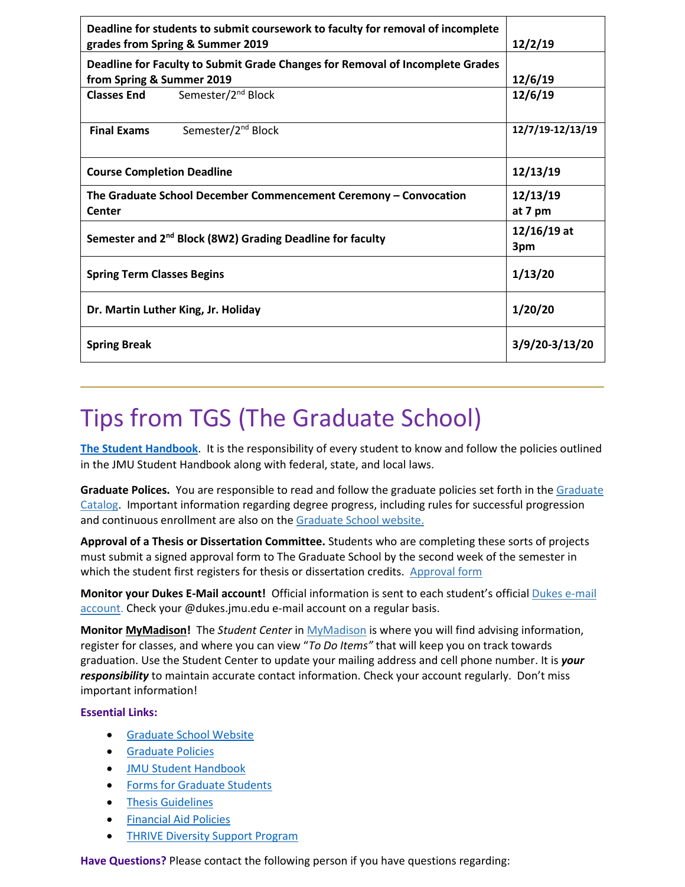| | |
|---|---|
| **Deadline for students to submit coursework to faculty for removal of incomplete grades from Spring & Summer 2019** | **12/2/19** |
| **Deadline for Faculty to Submit Grade Changes for Removal of Incomplete Grades from Spring & Summer 2019** | **12/6/19** |
| **Classes End** Semester/2nd Block | **12/6/19** |
| **Final Exams** Semester/2nd Block | **12/7/19-12/13/19** |
| **Course Completion Deadline** | **12/13/19** |
| **The Graduate School December Commencement Ceremony – Convocation Center** | **12/13/19 at 7 pm** |
| **Semester and 2nd Block (8W2) Grading Deadline for faculty** | **12/16/19 at 3pm** |
| **Spring Term Classes Begins** | **1/13/20** |
| **Dr. Martin Luther King, Jr. Holiday** | **1/20/20** |
| **Spring Break** | **3/9/20-3/13/20** |

# Tips from TGS (The Graduate School)

**The Student Handbook**. It is the responsibility of every student to know and follow the policies outlined in the JMU Student Handbook along with federal, state, and local laws.

**Graduate Polices.** You are responsible to read and follow the graduate policies set forth in the Graduate Catalog. Important information regarding degree progress, including rules for successful progression and continuous enrollment are also on the Graduate School website.

**Approval of a Thesis or Dissertation Committee.** Students who are completing these sorts of projects must submit a signed approval form to The Graduate School by the second week of the semester in which the student first registers for thesis or dissertation credits. Approval form

**Monitor your Dukes E-Mail account!** Official information is sent to each student's official Dukes e-mail account. Check your @dukes.jmu.edu e-mail account on a regular basis.

**Monitor MyMadison!** The *Student Center* in MyMadison is where you will find advising information, register for classes, and where you can view *"To Do Items"* that will keep you on track towards graduation. Use the Student Center to update your mailing address and cell phone number. It is ***your responsibility*** to maintain accurate contact information. Check your account regularly. Don't miss important information!

**Essential Links:**

- Graduate School Website
- Graduate Policies
- JMU Student Handbook
- Forms for Graduate Students
- Thesis Guidelines
- Financial Aid Policies
- THRIVE Diversity Support Program

**Have Questions?** Please contact the following person if you have questions regarding: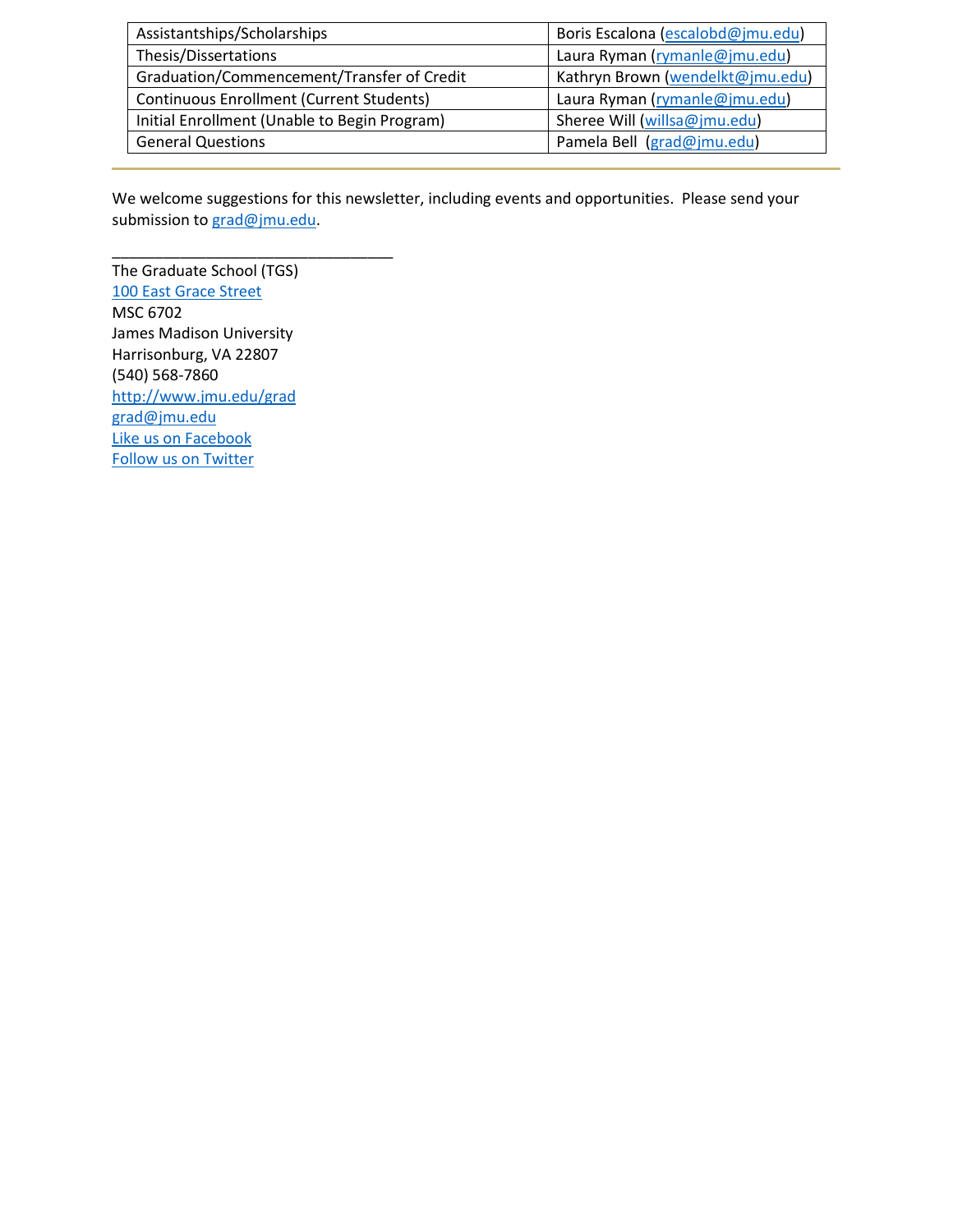| | |
|---|---|
| Assistantships/Scholarships | Boris Escalona (escalobd@jmu.edu) |
| Thesis/Dissertations | Laura Ryman (rymanle@jmu.edu) |
| Graduation/Commencement/Transfer of Credit | Kathryn Brown (wendelkt@jmu.edu) |
| Continuous Enrollment (Current Students) | Laura Ryman (rymanle@jmu.edu) |
| Initial Enrollment (Unable to Begin Program) | Sheree Will (willsa@jmu.edu) |
| General Questions | Pamela Bell (grad@jmu.edu) |

---

We welcome suggestions for this newsletter, including events and opportunities. Please send your submission to grad@jmu.edu.

_________________________________

The Graduate School (TGS)
100 East Grace Street
MSC 6702
James Madison University
Harrisonburg, VA 22807
(540) 568-7860
http://www.jmu.edu/grad
grad@jmu.edu
Like us on Facebook
Follow us on Twitter